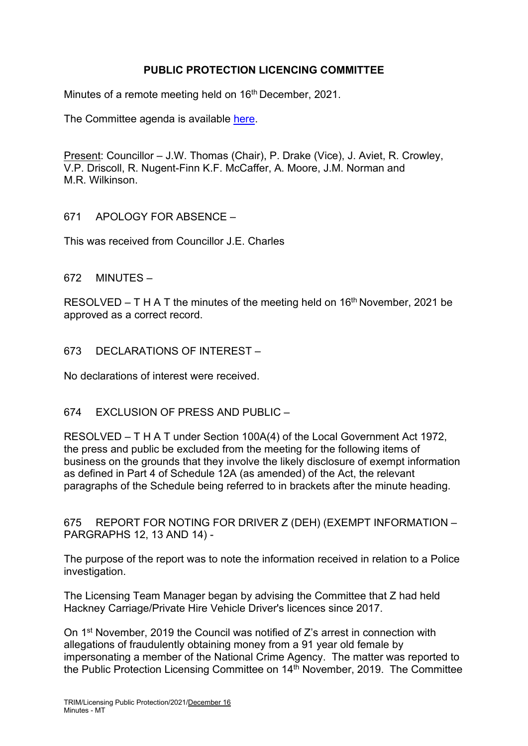# PUBLIC PROTECTION LICENCING COMMITTEE

Minutes of a remote meeting held on 16th December, 2021.

The Committee agenda is available here.

Present: Councillor – J.W. Thomas (Chair), P. Drake (Vice), J. Aviet, R. Crowley, V.P. Driscoll, R. Nugent-Finn K.F. McCaffer, A. Moore, J.M. Norman and M.R. Wilkinson.

671 APOLOGY FOR ABSENCE –

This was received from Councillor J.E. Charles

672 MINUTES –

RESOLVED – T H A T the minutes of the meeting held on 16th November, 2021 be approved as a correct record.

673 DECLARATIONS OF INTEREST –

No declarations of interest were received.

674 EXCLUSION OF PRESS AND PUBLIC –

RESOLVED – T H A T under Section 100A(4) of the Local Government Act 1972, the press and public be excluded from the meeting for the following items of business on the grounds that they involve the likely disclosure of exempt information as defined in Part 4 of Schedule 12A (as amended) of the Act, the relevant paragraphs of the Schedule being referred to in brackets after the minute heading.

675 REPORT FOR NOTING FOR DRIVER Z (DEH) (EXEMPT INFORMATION – PARGRAPHS 12, 13 AND 14) -

The purpose of the report was to note the information received in relation to a Police investigation.

The Licensing Team Manager began by advising the Committee that Z had held Hackney Carriage/Private Hire Vehicle Driver's licences since 2017.

On 1st November, 2019 the Council was notified of Z's arrest in connection with allegations of fraudulently obtaining money from a 91 year old female by impersonating a member of the National Crime Agency. The matter was reported to the Public Protection Licensing Committee on 14th November, 2019. The Committee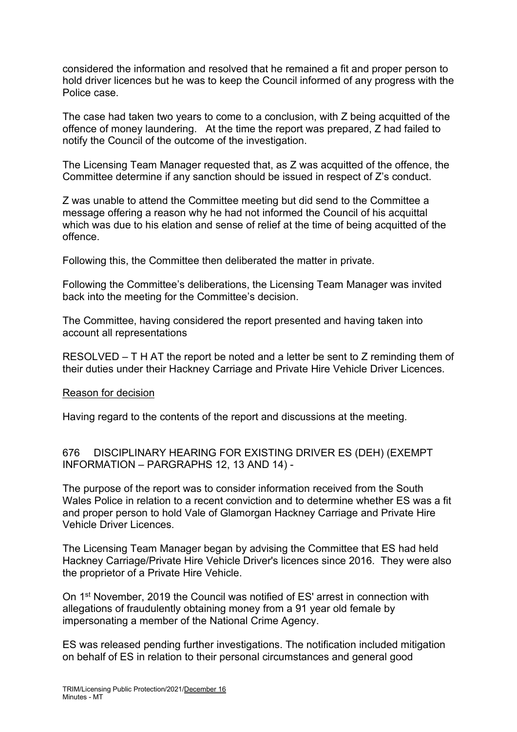considered the information and resolved that he remained a fit and proper person to hold driver licences but he was to keep the Council informed of any progress with the Police case.

The case had taken two years to come to a conclusion, with Z being acquitted of the offence of money laundering. At the time the report was prepared, Z had failed to notify the Council of the outcome of the investigation.

The Licensing Team Manager requested that, as Z was acquitted of the offence, the Committee determine if any sanction should be issued in respect of Z's conduct.

Z was unable to attend the Committee meeting but did send to the Committee a message offering a reason why he had not informed the Council of his acquittal which was due to his elation and sense of relief at the time of being acquitted of the offence.

Following this, the Committee then deliberated the matter in private.

Following the Committee's deliberations, the Licensing Team Manager was invited back into the meeting for the Committee's decision.

The Committee, having considered the report presented and having taken into account all representations

RESOLVED – T H AT the report be noted and a letter be sent to Z reminding them of their duties under their Hackney Carriage and Private Hire Vehicle Driver Licences.

<u>Reason for decision</u>

Having regard to the contents of the report and discussions at the meeting.

676 DISCIPLINARY HEARING FOR EXISTING DRIVER ES (DEH) (EXEMPT INFORMATION – PARGRAPHS 12, 13 AND 14) -

The purpose of the report was to consider information received from the South Wales Police in relation to a recent conviction and to determine whether ES was a fit and proper person to hold Vale of Glamorgan Hackney Carriage and Private Hire Vehicle Driver Licences.

The Licensing Team Manager began by advising the Committee that ES had held Hackney Carriage/Private Hire Vehicle Driver's licences since 2016. They were also the proprietor of a Private Hire Vehicle.

On 1st November, 2019 the Council was notified of ES' arrest in connection with allegations of fraudulently obtaining money from a 91 year old female by impersonating a member of the National Crime Agency.

ES was released pending further investigations. The notification included mitigation on behalf of ES in relation to their personal circumstances and general good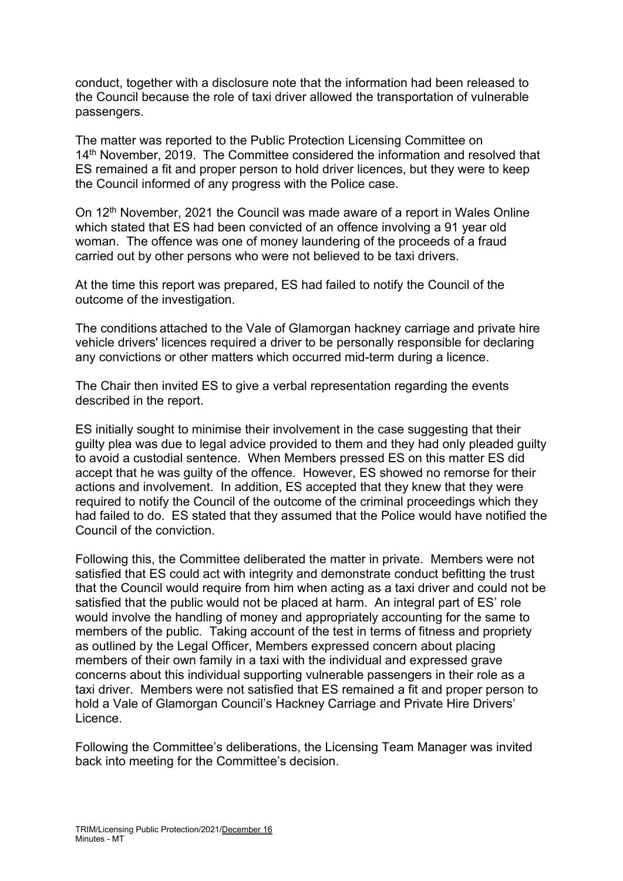conduct, together with a disclosure note that the information had been released to the Council because the role of taxi driver allowed the transportation of vulnerable passengers.

The matter was reported to the Public Protection Licensing Committee on 14th November, 2019. The Committee considered the information and resolved that ES remained a fit and proper person to hold driver licences, but they were to keep the Council informed of any progress with the Police case.

On 12th November, 2021 the Council was made aware of a report in Wales Online which stated that ES had been convicted of an offence involving a 91 year old woman. The offence was one of money laundering of the proceeds of a fraud carried out by other persons who were not believed to be taxi drivers.

At the time this report was prepared, ES had failed to notify the Council of the outcome of the investigation.

The conditions attached to the Vale of Glamorgan hackney carriage and private hire vehicle drivers' licences required a driver to be personally responsible for declaring any convictions or other matters which occurred mid-term during a licence.

The Chair then invited ES to give a verbal representation regarding the events described in the report.

ES initially sought to minimise their involvement in the case suggesting that their guilty plea was due to legal advice provided to them and they had only pleaded guilty to avoid a custodial sentence. When Members pressed ES on this matter ES did accept that he was guilty of the offence. However, ES showed no remorse for their actions and involvement. In addition, ES accepted that they knew that they were required to notify the Council of the outcome of the criminal proceedings which they had failed to do. ES stated that they assumed that the Police would have notified the Council of the conviction.

Following this, the Committee deliberated the matter in private. Members were not satisfied that ES could act with integrity and demonstrate conduct befitting the trust that the Council would require from him when acting as a taxi driver and could not be satisfied that the public would not be placed at harm. An integral part of ES' role would involve the handling of money and appropriately accounting for the same to members of the public. Taking account of the test in terms of fitness and propriety as outlined by the Legal Officer, Members expressed concern about placing members of their own family in a taxi with the individual and expressed grave concerns about this individual supporting vulnerable passengers in their role as a taxi driver. Members were not satisfied that ES remained a fit and proper person to hold a Vale of Glamorgan Council's Hackney Carriage and Private Hire Drivers' Licence.

Following the Committee's deliberations, the Licensing Team Manager was invited back into meeting for the Committee's decision.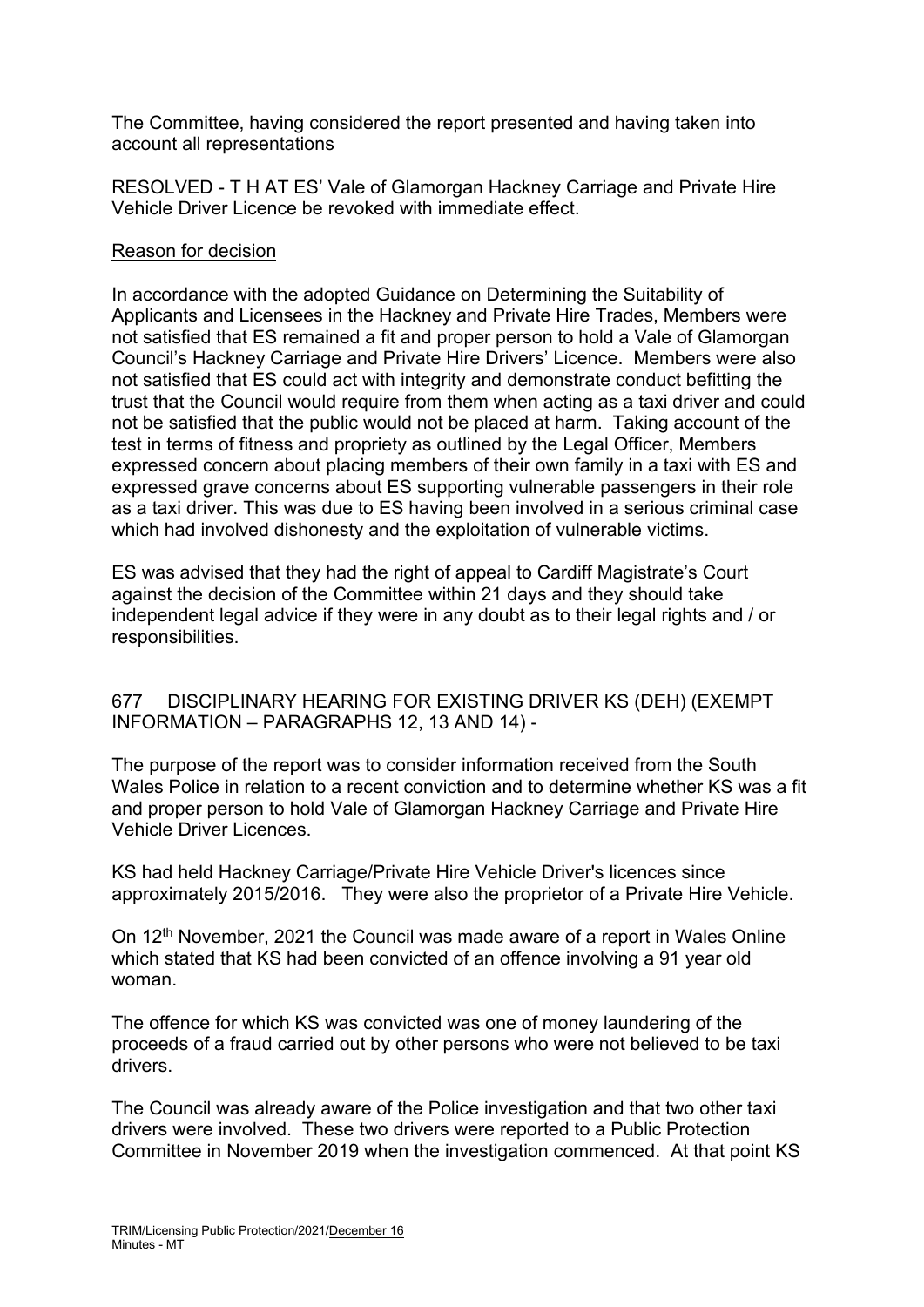The Committee, having considered the report presented and having taken into account all representations

RESOLVED - T H AT ES' Vale of Glamorgan Hackney Carriage and Private Hire Vehicle Driver Licence be revoked with immediate effect.

Reason for decision

In accordance with the adopted Guidance on Determining the Suitability of Applicants and Licensees in the Hackney and Private Hire Trades, Members were not satisfied that ES remained a fit and proper person to hold a Vale of Glamorgan Council's Hackney Carriage and Private Hire Drivers' Licence. Members were also not satisfied that ES could act with integrity and demonstrate conduct befitting the trust that the Council would require from them when acting as a taxi driver and could not be satisfied that the public would not be placed at harm. Taking account of the test in terms of fitness and propriety as outlined by the Legal Officer, Members expressed concern about placing members of their own family in a taxi with ES and expressed grave concerns about ES supporting vulnerable passengers in their role as a taxi driver. This was due to ES having been involved in a serious criminal case which had involved dishonesty and the exploitation of vulnerable victims.

ES was advised that they had the right of appeal to Cardiff Magistrate's Court against the decision of the Committee within 21 days and they should take independent legal advice if they were in any doubt as to their legal rights and / or responsibilities.

677 DISCIPLINARY HEARING FOR EXISTING DRIVER KS (DEH) (EXEMPT INFORMATION – PARAGRAPHS 12, 13 AND 14) -

The purpose of the report was to consider information received from the South Wales Police in relation to a recent conviction and to determine whether KS was a fit and proper person to hold Vale of Glamorgan Hackney Carriage and Private Hire Vehicle Driver Licences.

KS had held Hackney Carriage/Private Hire Vehicle Driver's licences since approximately 2015/2016. They were also the proprietor of a Private Hire Vehicle.

On 12th November, 2021 the Council was made aware of a report in Wales Online which stated that KS had been convicted of an offence involving a 91 year old woman.

The offence for which KS was convicted was one of money laundering of the proceeds of a fraud carried out by other persons who were not believed to be taxi drivers.

The Council was already aware of the Police investigation and that two other taxi drivers were involved. These two drivers were reported to a Public Protection Committee in November 2019 when the investigation commenced. At that point KS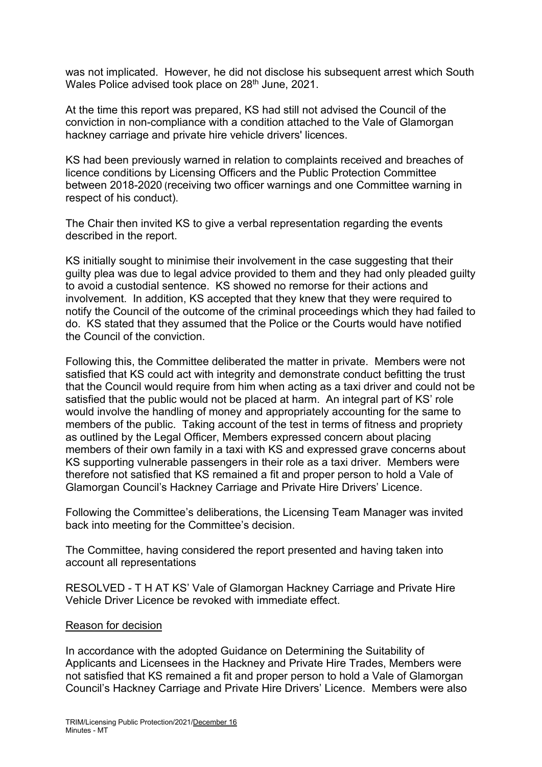was not implicated. However, he did not disclose his subsequent arrest which South Wales Police advised took place on 28th June, 2021.

At the time this report was prepared, KS had still not advised the Council of the conviction in non-compliance with a condition attached to the Vale of Glamorgan hackney carriage and private hire vehicle drivers' licences.

KS had been previously warned in relation to complaints received and breaches of licence conditions by Licensing Officers and the Public Protection Committee between 2018-2020 (receiving two officer warnings and one Committee warning in respect of his conduct).

The Chair then invited KS to give a verbal representation regarding the events described in the report.

KS initially sought to minimise their involvement in the case suggesting that their guilty plea was due to legal advice provided to them and they had only pleaded guilty to avoid a custodial sentence. KS showed no remorse for their actions and involvement. In addition, KS accepted that they knew that they were required to notify the Council of the outcome of the criminal proceedings which they had failed to do. KS stated that they assumed that the Police or the Courts would have notified the Council of the conviction.

Following this, the Committee deliberated the matter in private. Members were not satisfied that KS could act with integrity and demonstrate conduct befitting the trust that the Council would require from him when acting as a taxi driver and could not be satisfied that the public would not be placed at harm. An integral part of KS' role would involve the handling of money and appropriately accounting for the same to members of the public. Taking account of the test in terms of fitness and propriety as outlined by the Legal Officer, Members expressed concern about placing members of their own family in a taxi with KS and expressed grave concerns about KS supporting vulnerable passengers in their role as a taxi driver. Members were therefore not satisfied that KS remained a fit and proper person to hold a Vale of Glamorgan Council's Hackney Carriage and Private Hire Drivers' Licence.

Following the Committee's deliberations, the Licensing Team Manager was invited back into meeting for the Committee's decision.

The Committee, having considered the report presented and having taken into account all representations

RESOLVED - T H AT KS' Vale of Glamorgan Hackney Carriage and Private Hire Vehicle Driver Licence be revoked with immediate effect.

Reason for decision

In accordance with the adopted Guidance on Determining the Suitability of Applicants and Licensees in the Hackney and Private Hire Trades, Members were not satisfied that KS remained a fit and proper person to hold a Vale of Glamorgan Council's Hackney Carriage and Private Hire Drivers' Licence. Members were also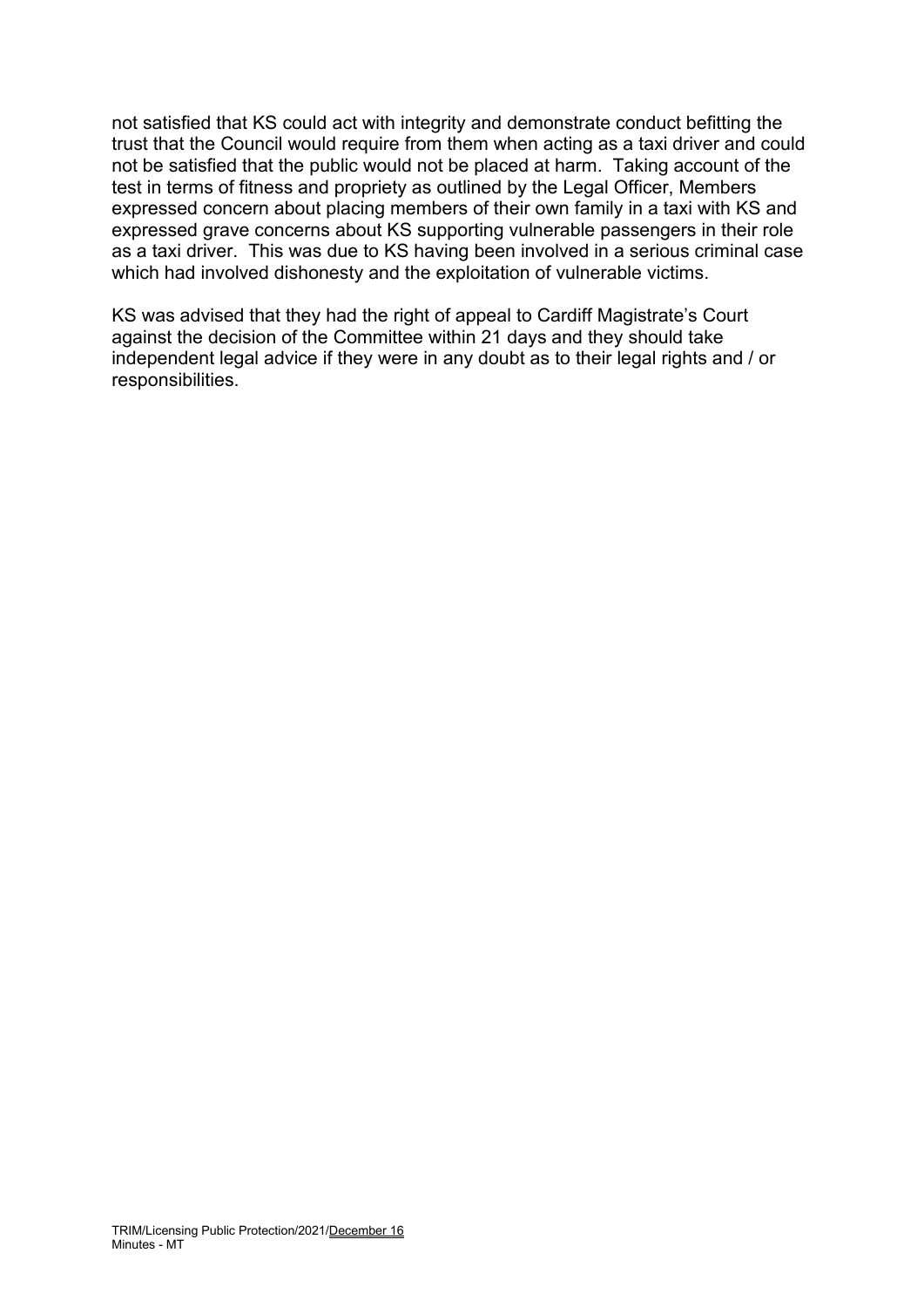not satisfied that KS could act with integrity and demonstrate conduct befitting the trust that the Council would require from them when acting as a taxi driver and could not be satisfied that the public would not be placed at harm. Taking account of the test in terms of fitness and propriety as outlined by the Legal Officer, Members expressed concern about placing members of their own family in a taxi with KS and expressed grave concerns about KS supporting vulnerable passengers in their role as a taxi driver. This was due to KS having been involved in a serious criminal case which had involved dishonesty and the exploitation of vulnerable victims.

KS was advised that they had the right of appeal to Cardiff Magistrate's Court against the decision of the Committee within 21 days and they should take independent legal advice if they were in any doubt as to their legal rights and / or responsibilities.